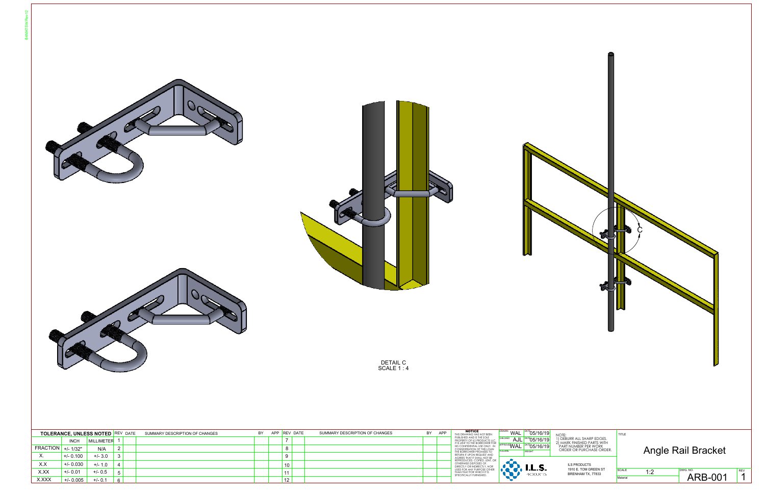C

DETAIL C
SCALE 1 : 4

| TOLERANCE, UNLESS NOTED | | | REV | DATE | SUMMARY DESCRIPTION OF CHANGES | BY | APP | REV | DATE | SUMMARY DESCRIPTION OF CHANGES | BY | APP |
|---|---|---|---|---|---|---|---|---|---|---|---|---|
| | INCH | MILLIMETER | 1 | | | | | 7 | | | | |
| FRACTION | +/- 1/32" | N/A | 2 | | | | | 8 | | | | |
| X. | +/- 0.100 | +/- 3.0 | 3 | | | | | 9 | | | | |
| X.X | +/- 0.030 | +/- 1.0 | 4 | | | | | 10 | | | | |
| X.XX | +/- 0.01 | +/- 0.5 | 5 | | | | | 11 | | | | |
| X.XXX | +/- 0.005 | +/- 0.1 | 6 | | | | | 12 | | | | |

**NOTICE**
THIS DRAWING HAS NOT BEEN PUBLISHED AND IS THE SOLE PROPERTY OF ILS PRODUCTS LLC. IT IS LENT TO THE BORROWER FOR HIS CONFIDENTIAL USE ONLY. IN CONSIDERATION OF THE LOAN THE BORROWER PROMISES TO RETURN IT UPON REQUEST AND AGREES THAT IT SHALL NOT BE REPRODUCED, COPIED, LENT, OR OTHERWISE DISPOSED OF, DIRECTLY OR INDIRECTLY, NOR USED FOR ANY PURPOSE OTHER THAN THAT FOR WHICH IT IS SPECIFICALLY FURNISHED.

| | | | |
|---|---|---|---|
| DRAWN | WAL | DATE | 05/16/19 |
| CHECKED | AJL | DATE | 05/16/19 |
| APPROVED | WAL | DATE | 05/16/19 |
| VOLUME | | WEIGHT | |

NOTE:
1) DEBURR ALL SHARP EDGES.
2) MARK FINISHED PARTS WITH PART NUMBER PER WORK ORDER OR PURCHASE ORDER.

I.L.S. PRODUCTS

ILS PRODUCTS
1910 E. TOM GREEN ST
BRENHAM TX, 77833

TITLE: Angle Rail Bracket

SCALE: 1:2

Material

DWG. NO.: ARB-001

REV: 1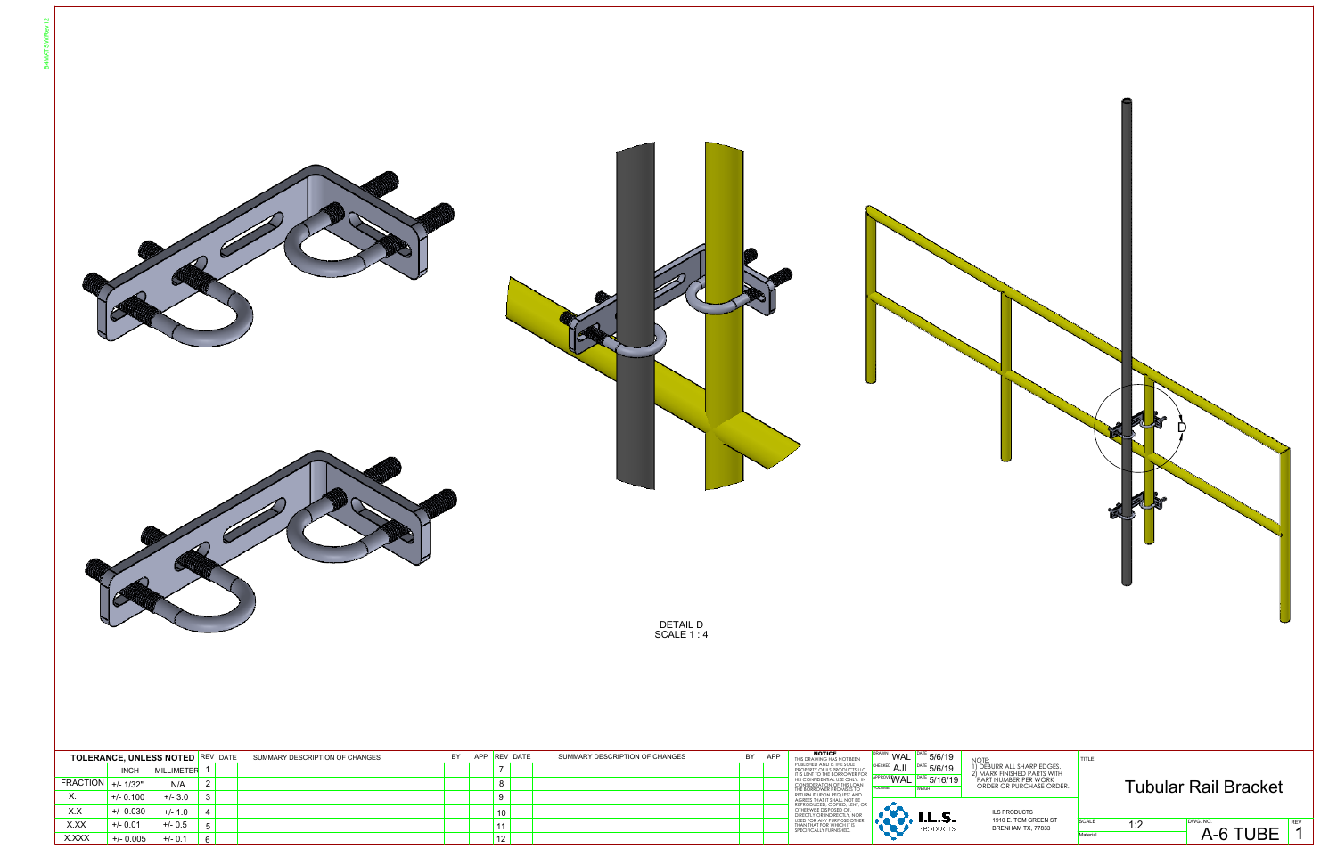D

DETAIL D
SCALE 1 : 4

| TOLERANCE, UNLESS NOTED | | | REV | DATE | SUMMARY DESCRIPTION OF CHANGES | BY | APP | REV | DATE | SUMMARY DESCRIPTION OF CHANGES | BY | APP |
|---|---|---|---|---|---|---|---|---|---|---|---|---|
| | INCH | MILLIMETER | 1 | | | | | 7 | | | | |
| FRACTION | +/- 1/32" | N/A | 2 | | | | | 8 | | | | |
| X. | +/- 0.100 | +/- 3.0 | 3 | | | | | 9 | | | | |
| X.X | +/- 0.030 | +/- 1.0 | 4 | | | | | 10 | | | | |
| X.XX | +/- 0.01 | +/- 0.5 | 5 | | | | | 11 | | | | |
| X.XXX | +/- 0.005 | +/- 0.1 | 6 | | | | | 12 | | | | |

**NOTICE**
THIS DRAWING HAS NOT BEEN PUBLISHED AND IS THE SOLE PROPERTY OF ILS PRODUCTS LLC. IT IS LENT TO THE BORROWER FOR HIS CONFIDENTIAL USE ONLY. IN CONSIDERATION OF THE LOAN, THE BORROWER PROMISES TO RETURN IT UPON REQUEST AND AGREES THAT IT SHALL NOT BE REPRODUCED, COPIED, LENT, OR OTHERWISE DISPOSED OF DIRECTLY OR INDIRECTLY, NOR USED FOR ANY PURPOSE OTHER THAN THAT FOR WHICH IT IS SPECIFICALLY FURNISHED.

| | | | |
|---|---|---|---|
| DRAWN | WAL | DATE | 5/6/19 |
| CHECKED | AJL | DATE | 5/6/19 |
| APPROVED | WAL | DATE | 5/16/19 |
| VOLUME: | | WEIGHT: | |

NOTE:
1) DEBURR ALL SHARP EDGES.
2) MARK FINISHED PARTS WITH PART NUMBER PER WORK ORDER OR PURCHASE ORDER.

I.L.S. PRODUCTS

ILS PRODUCTS
1910 E. TOM GREEN ST
BRENHAM TX, 77833

TITLE
Tubular Rail Bracket

SCALE 1:2
Material

DWG. NO. A-6 TUBE
REV 1